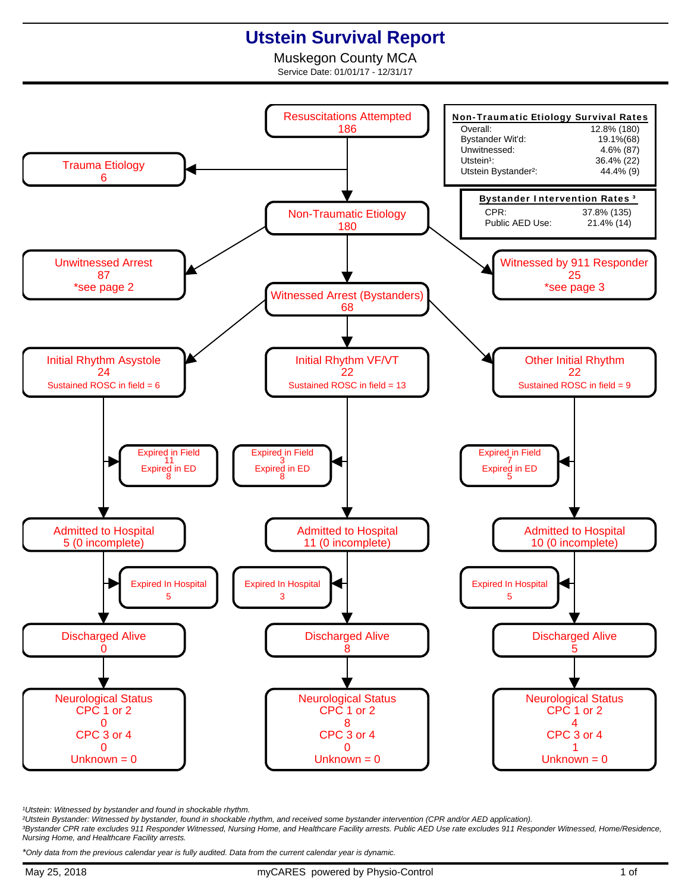# Utstein Survival Report

Muskegon County MCA

Service Date: 01/01/17 - 12/31/17

**Non-Traumatic Etiology Survival Rates**

| | |
|---|---|
| Overall: | 12.8% (180) |
| Bystander Wit'd: | 19.1%(68) |
| Unwitnessed: | 4.6% (87) |
| Utstein[1]: | 36.4% (22) |
| Utstein Bystander[2]: | 44.4% (9) |

**Bystander Intervention Rates [3]**

| | |
|---|---|
| CPR: | 37.8% (135) |
| Public AED Use: | 21.4% (14) |

Resuscitations Attempted
186

→ Trauma Etiology
6

→ Non-Traumatic Etiology
180

- Unwitnessed Arrest: 87 *see page 2
- Witnessed by 911 Responder: 25 *see page 3
- Witnessed Arrest (Bystanders): 68

| | Initial Rhythm Asystole | Initial Rhythm VF/VT | Other Initial Rhythm |
|---|---|---|---|
| Total | 24 | 22 | 22 |
| Sustained ROSC in field | 6 | 13 | 9 |
| Expired in Field | 11 | 3 | 7 |
| Expired in ED | 8 | 8 | 5 |
| Admitted to Hospital | 5 (0 incomplete) | 11 (0 incomplete) | 10 (0 incomplete) |
| Expired In Hospital | 5 | 3 | 5 |
| Discharged Alive | 0 | 8 | 5 |
| Neurological Status CPC 1 or 2 | 0 | 8 | 4 |
| CPC 3 or 4 | 0 | 0 | 1 |
| Unknown | 0 | 0 | 0 |

[1]Utstein: Witnessed by bystander and found in shockable rhythm.

[2]Utstein Bystander: Witnessed by bystander, found in shockable rhythm, and received some bystander intervention (CPR and/or AED application).

[3]Bystander CPR rate excludes 911 Responder Witnessed, Nursing Home, and Healthcare Facility arrests. Public AED Use rate excludes 911 Responder Witnessed, Home/Residence, Nursing Home, and Healthcare Facility arrests.

*Only data from the previous calendar year is fully audited. Data from the current calendar year is dynamic.

May 25, 2018 myCARES powered by Physio-Control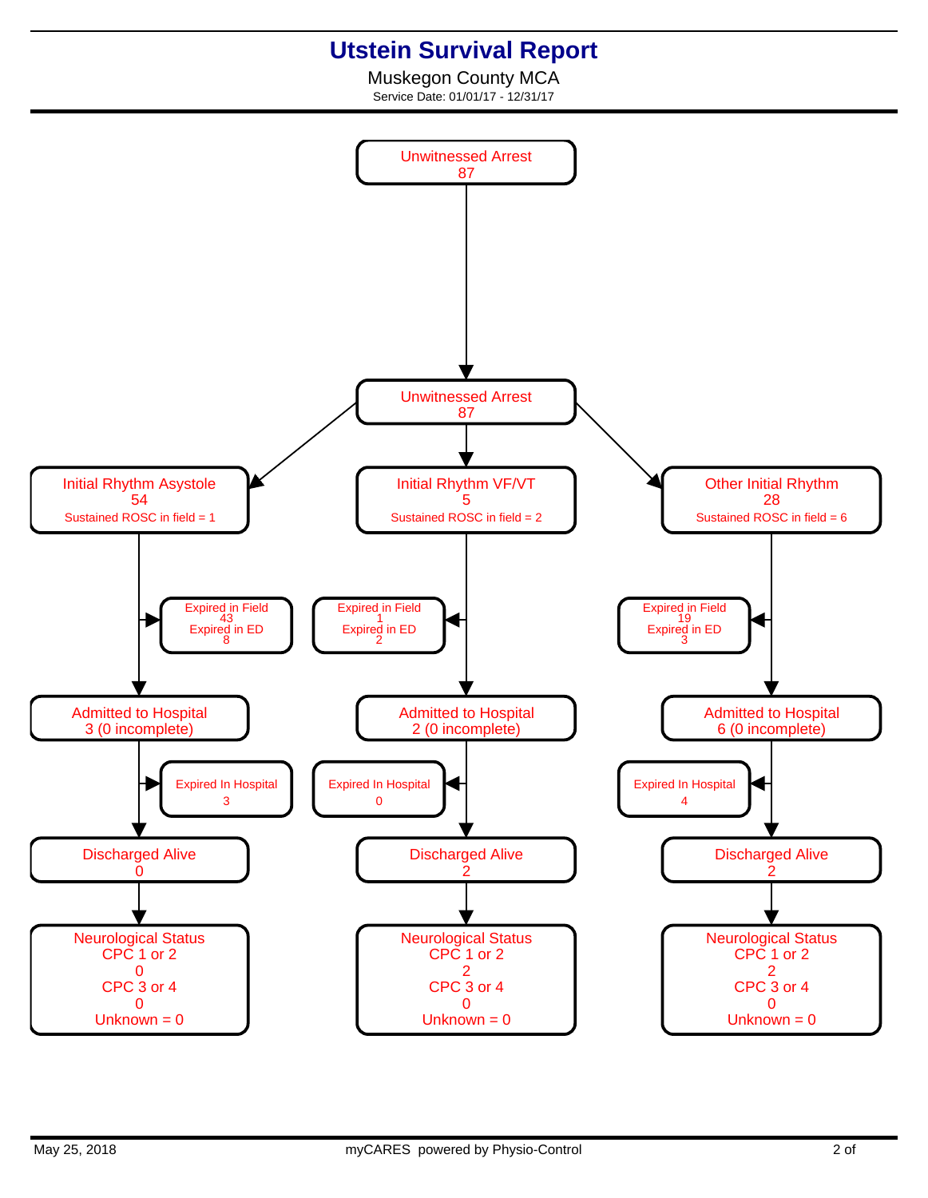# Utstein Survival Report

Muskegon County MCA

Service Date: 01/01/17 - 12/31/17

**Unwitnessed Arrest**
87

↓

**Unwitnessed Arrest**
87

| Initial Rhythm Asystole | Initial Rhythm VF/VT | Other Initial Rhythm |
|---|---|---|
| 54 | 5 | 28 |
| Sustained ROSC in field = 1 | Sustained ROSC in field = 2 | Sustained ROSC in field = 6 |
| Expired in Field 43 | Expired in Field 1 | Expired in Field 19 |
| Expired in ED 8 | Expired in ED 2 | Expired in ED 3 |
| Admitted to Hospital 3 (0 incomplete) | Admitted to Hospital 2 (0 incomplete) | Admitted to Hospital 6 (0 incomplete) |
| Expired In Hospital 3 | Expired In Hospital 0 | Expired In Hospital 4 |
| Discharged Alive 0 | Discharged Alive 2 | Discharged Alive 2 |
| Neurological Status | Neurological Status | Neurological Status |
| CPC 1 or 2: 0 | CPC 1 or 2: 2 | CPC 1 or 2: 2 |
| CPC 3 or 4: 0 | CPC 3 or 4: 0 | CPC 3 or 4: 0 |
| Unknown = 0 | Unknown = 0 | Unknown = 0 |

May 25, 2018 myCARES powered by Physio-Control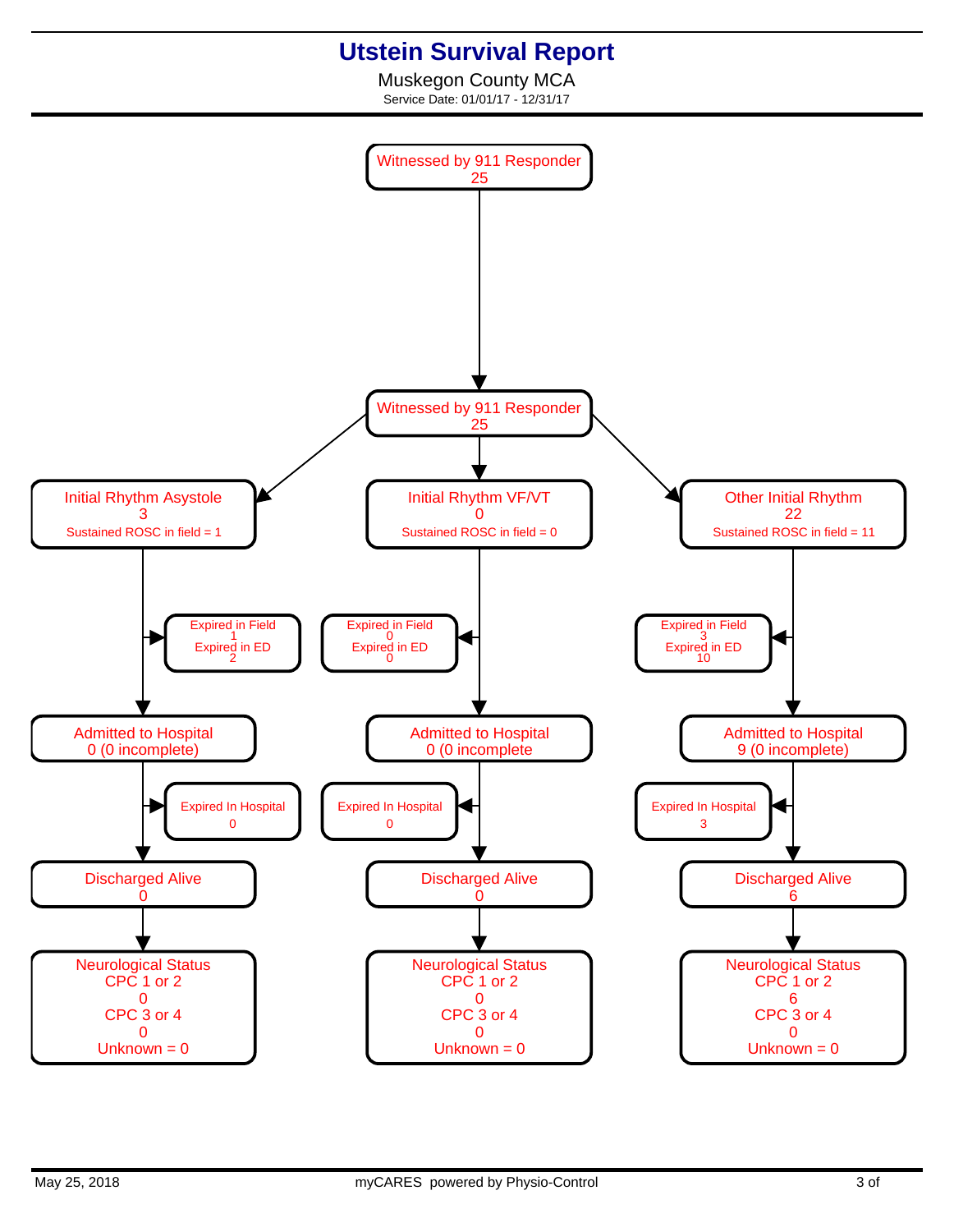# Utstein Survival Report

Muskegon County MCA

Service Date: 01/01/17 - 12/31/17

Witnessed by 911 Responder
25

Witnessed by 911 Responder
25

Initial Rhythm Asystole
3
Sustained ROSC in field = 1

Initial Rhythm VF/VT
0
Sustained ROSC in field = 0

Other Initial Rhythm
22
Sustained ROSC in field = 11

Expired in Field
1
Expired in ED
2

Expired in Field
0
Expired in ED
0

Expired in Field
3
Expired in ED
10

Admitted to Hospital
0 (0 incomplete)

Admitted to Hospital
0 (0 incomplete

Admitted to Hospital
9 (0 incomplete)

Expired In Hospital
0

Expired In Hospital
0

Expired In Hospital
3

Discharged Alive
0

Discharged Alive
0

Discharged Alive
6

Neurological Status
CPC 1 or 2
0
CPC 3 or 4
0
Unknown = 0

Neurological Status
CPC 1 or 2
0
CPC 3 or 4
0
Unknown = 0

Neurological Status
CPC 1 or 2
6
CPC 3 or 4
0
Unknown = 0

May 25, 2018 myCARES powered by Physio-Control